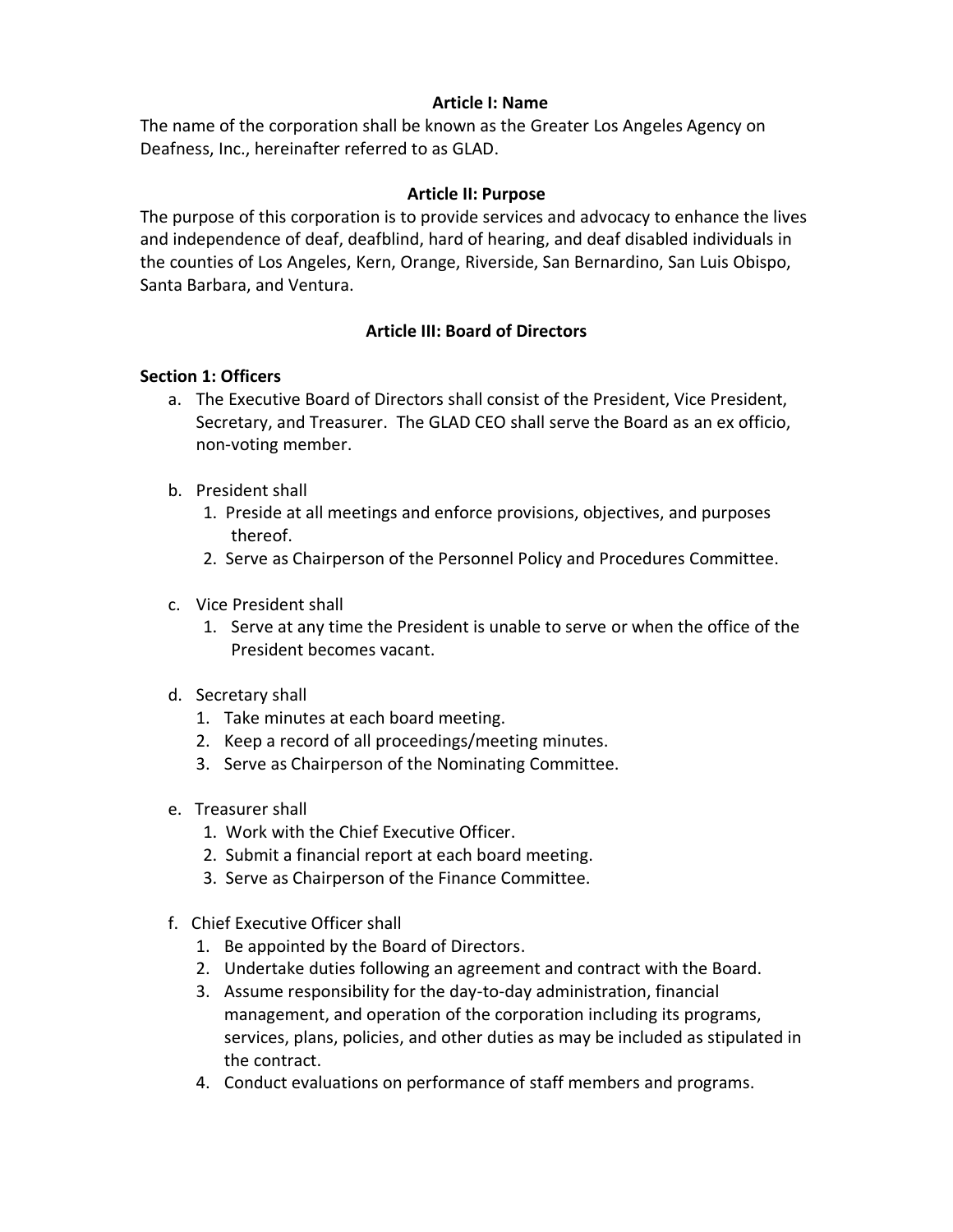## Article I: Name

The name of the corporation shall be known as the Greater Los Angeles Agency on Deafness, Inc., hereinafter referred to as GLAD.

## Article II: Purpose

The purpose of this corporation is to provide services and advocacy to enhance the lives and independence of deaf, deafblind, hard of hearing, and deaf disabled individuals in the counties of Los Angeles, Kern, Orange, Riverside, San Bernardino, San Luis Obispo, Santa Barbara, and Ventura.

## Article III: Board of Directors

### Section 1: Officers

a. The Executive Board of Directors shall consist of the President, Vice President, Secretary, and Treasurer. The GLAD CEO shall serve the Board as an ex officio, non-voting member.

b. President shall
   1. Preside at all meetings and enforce provisions, objectives, and purposes thereof.
   2. Serve as Chairperson of the Personnel Policy and Procedures Committee.

c. Vice President shall
   1. Serve at any time the President is unable to serve or when the office of the President becomes vacant.

d. Secretary shall
   1. Take minutes at each board meeting.
   2. Keep a record of all proceedings/meeting minutes.
   3. Serve as Chairperson of the Nominating Committee.

e. Treasurer shall
   1. Work with the Chief Executive Officer.
   2. Submit a financial report at each board meeting.
   3. Serve as Chairperson of the Finance Committee.

f. Chief Executive Officer shall
   1. Be appointed by the Board of Directors.
   2. Undertake duties following an agreement and contract with the Board.
   3. Assume responsibility for the day-to-day administration, financial management, and operation of the corporation including its programs, services, plans, policies, and other duties as may be included as stipulated in the contract.
   4. Conduct evaluations on performance of staff members and programs.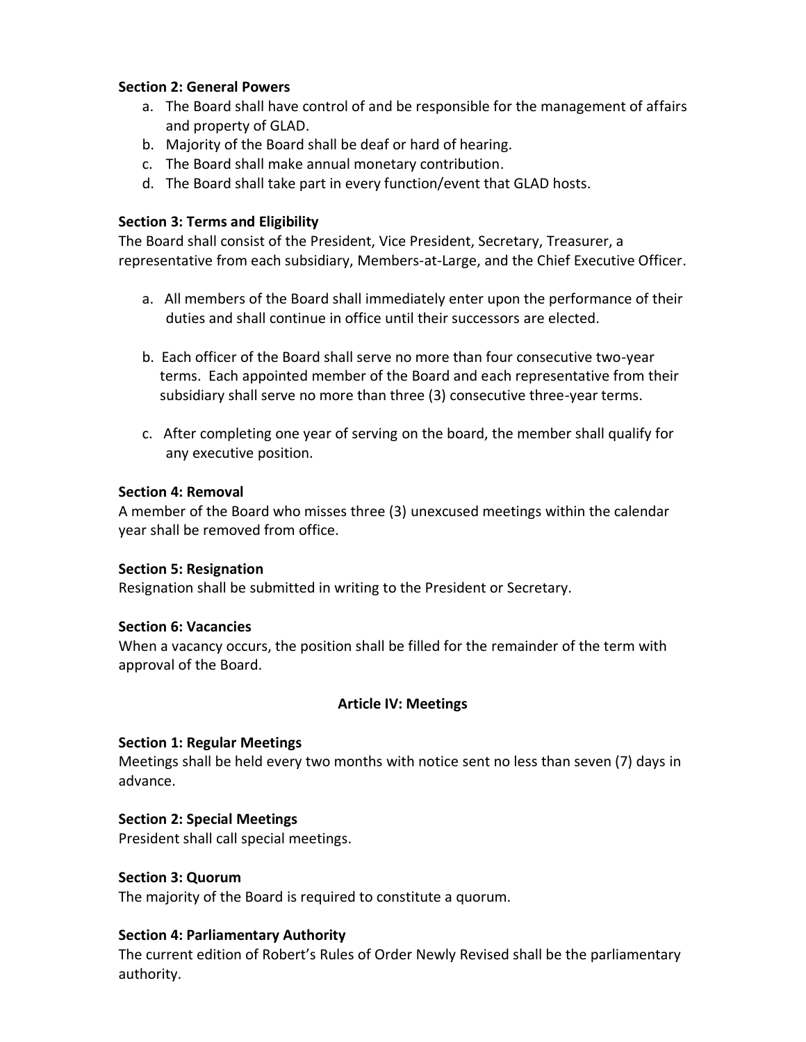**Section 2: General Powers**

a. The Board shall have control of and be responsible for the management of affairs and property of GLAD.
b. Majority of the Board shall be deaf or hard of hearing.
c. The Board shall make annual monetary contribution.
d. The Board shall take part in every function/event that GLAD hosts.

**Section 3: Terms and Eligibility**

The Board shall consist of the President, Vice President, Secretary, Treasurer, a representative from each subsidiary, Members-at-Large, and the Chief Executive Officer.

a. All members of the Board shall immediately enter upon the performance of their duties and shall continue in office until their successors are elected.

b. Each officer of the Board shall serve no more than four consecutive two-year terms. Each appointed member of the Board and each representative from their subsidiary shall serve no more than three (3) consecutive three-year terms.

c. After completing one year of serving on the board, the member shall qualify for any executive position.

**Section 4: Removal**

A member of the Board who misses three (3) unexcused meetings within the calendar year shall be removed from office.

**Section 5: Resignation**

Resignation shall be submitted in writing to the President or Secretary.

**Section 6: Vacancies**

When a vacancy occurs, the position shall be filled for the remainder of the term with approval of the Board.

## Article IV: Meetings

**Section 1: Regular Meetings**

Meetings shall be held every two months with notice sent no less than seven (7) days in advance.

**Section 2: Special Meetings**

President shall call special meetings.

**Section 3: Quorum**

The majority of the Board is required to constitute a quorum.

**Section 4: Parliamentary Authority**

The current edition of Robert's Rules of Order Newly Revised shall be the parliamentary authority.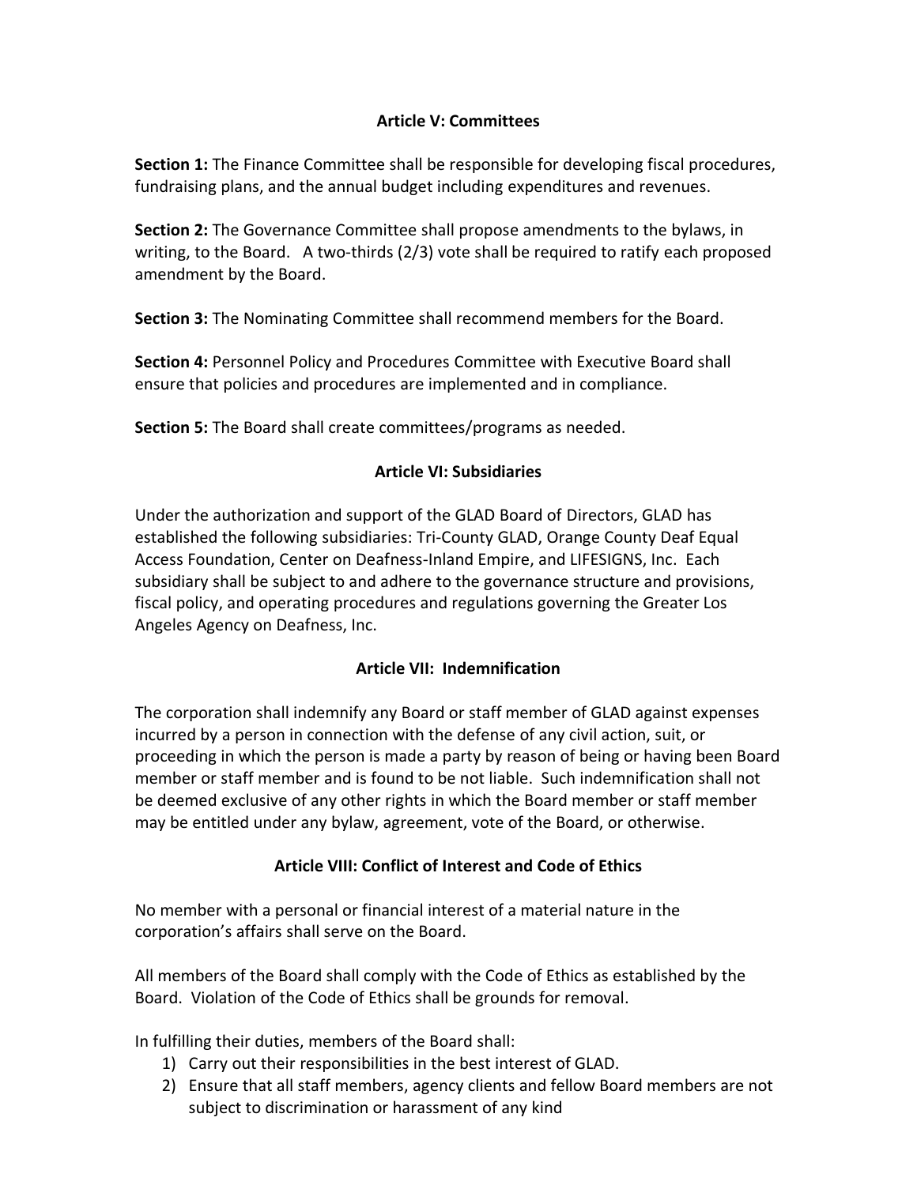## Article V: Committees

**Section 1:** The Finance Committee shall be responsible for developing fiscal procedures, fundraising plans, and the annual budget including expenditures and revenues.

**Section 2:** The Governance Committee shall propose amendments to the bylaws, in writing, to the Board. A two-thirds (2/3) vote shall be required to ratify each proposed amendment by the Board.

**Section 3:** The Nominating Committee shall recommend members for the Board.

**Section 4:** Personnel Policy and Procedures Committee with Executive Board shall ensure that policies and procedures are implemented and in compliance.

**Section 5:** The Board shall create committees/programs as needed.

## Article VI: Subsidiaries

Under the authorization and support of the GLAD Board of Directors, GLAD has established the following subsidiaries: Tri-County GLAD, Orange County Deaf Equal Access Foundation, Center on Deafness-Inland Empire, and LIFESIGNS, Inc. Each subsidiary shall be subject to and adhere to the governance structure and provisions, fiscal policy, and operating procedures and regulations governing the Greater Los Angeles Agency on Deafness, Inc.

## Article VII: Indemnification

The corporation shall indemnify any Board or staff member of GLAD against expenses incurred by a person in connection with the defense of any civil action, suit, or proceeding in which the person is made a party by reason of being or having been Board member or staff member and is found to be not liable. Such indemnification shall not be deemed exclusive of any other rights in which the Board member or staff member may be entitled under any bylaw, agreement, vote of the Board, or otherwise.

## Article VIII: Conflict of Interest and Code of Ethics

No member with a personal or financial interest of a material nature in the corporation's affairs shall serve on the Board.

All members of the Board shall comply with the Code of Ethics as established by the Board. Violation of the Code of Ethics shall be grounds for removal.

In fulfilling their duties, members of the Board shall:

1) Carry out their responsibilities in the best interest of GLAD.
2) Ensure that all staff members, agency clients and fellow Board members are not subject to discrimination or harassment of any kind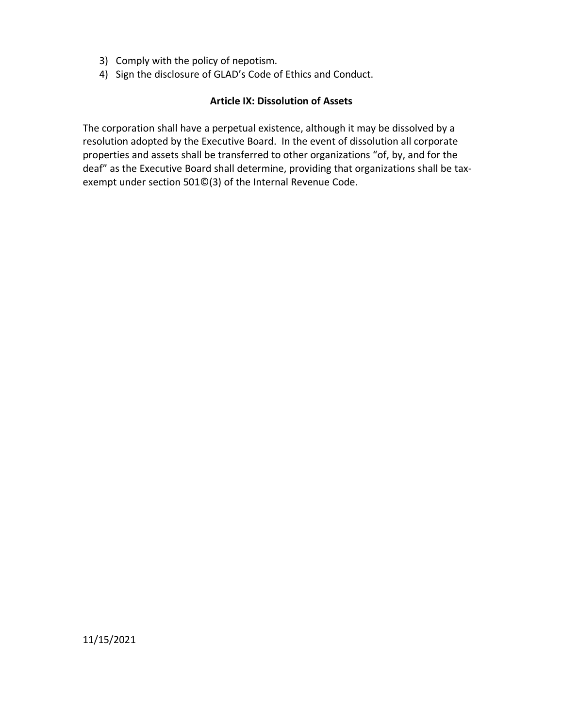3) Comply with the policy of nepotism.
4) Sign the disclosure of GLAD's Code of Ethics and Conduct.

**Article IX: Dissolution of Assets**

The corporation shall have a perpetual existence, although it may be dissolved by a resolution adopted by the Executive Board. In the event of dissolution all corporate properties and assets shall be transferred to other organizations "of, by, and for the deaf" as the Executive Board shall determine, providing that organizations shall be tax-exempt under section 501©(3) of the Internal Revenue Code.

11/15/2021